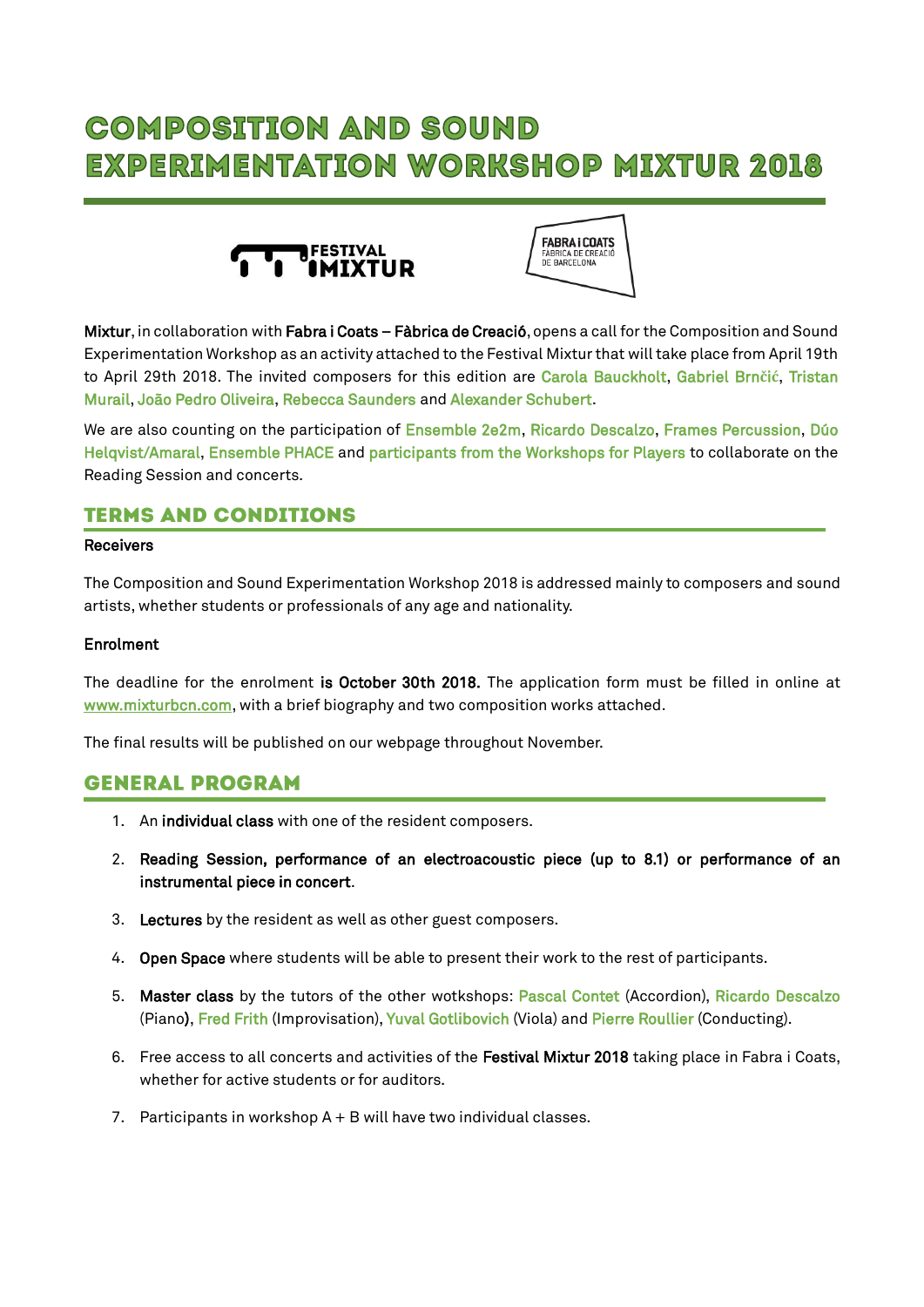# COMPOSITION AND SOUND EXPERIMENTATION WORKSHOP MIXTUR 2018

**Mixtur**, in collaboration with **Fabra i Coats – Fàbrica de Creació**, opens a call for the Composition and Sound Experimentation Workshop as an activity attached to the Festival Mixtur that will take place from April 19th to April 29th 2018. The invited composers for this edition are Carola Bauckholt, Gabriel Brnčić, Tristan Murail, João Pedro Oliveira, Rebecca Saunders and Alexander Schubert.

We are also counting on the participation of Ensemble 2e2m, Ricardo Descalzo, Frames Percussion, Dúo Helqvist/Amaral, Ensemble PHACE and participants from the Workshops for Players to collaborate on the Reading Session and concerts.

## TERMS AND CONDITIONS

**Receivers**

The Composition and Sound Experimentation Workshop 2018 is addressed mainly to composers and sound artists, whether students or professionals of any age and nationality.

**Enrolment**

The deadline for the enrolment **is October 30th 2018.** The application form must be filled in online at www.mixturbcn.com, with a brief biography and two composition works attached.

The final results will be published on our webpage throughout November.

## GENERAL PROGRAM

1. An **individual class** with one of the resident composers.
2. **Reading Session, performance of an electroacoustic piece (up to 8.1) or performance of an instrumental piece in concert**.
3. **Lectures** by the resident as well as other guest composers.
4. **Open Space** where students will be able to present their work to the rest of participants.
5. **Master class** by the tutors of the other wotkshops: Pascal Contet (Accordion), Ricardo Descalzo (Piano), Fred Frith (Improvisation), Yuval Gotlibovich (Viola) and Pierre Roullier (Conducting).
6. Free access to all concerts and activities of the **Festival Mixtur 2018** taking place in Fabra i Coats, whether for active students or for auditors.
7. Participants in workshop A + B will have two individual classes.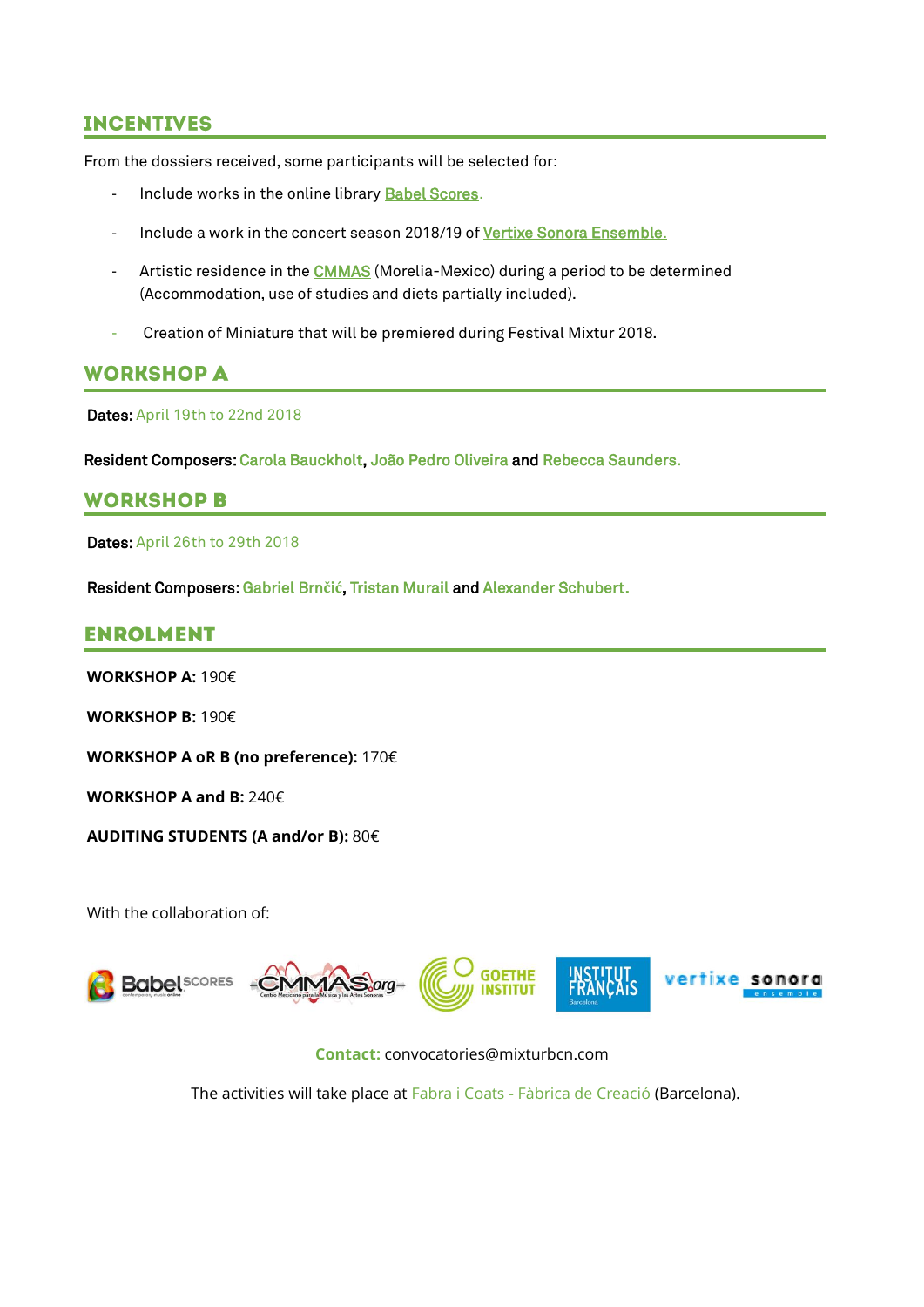## INCENTIVES

From the dossiers received, some participants will be selected for:

- Include works in the online library Babel Scores.
- Include a work in the concert season 2018/19 of Vertixe Sonora Ensemble.
- Artistic residence in the CMMAS (Morelia-Mexico) during a period to be determined (Accommodation, use of studies and diets partially included).
- Creation of Miniature that will be premiered during Festival Mixtur 2018.

## WORKSHOP A

**Dates:** April 19th to 22nd 2018

**Resident Composers:** Carola Bauckholt, João Pedro Oliveira and Rebecca Saunders.

## WORKSHOP B

**Dates:** April 26th to 29th 2018

**Resident Composers:** Gabriel Brnčić, Tristan Murail and Alexander Schubert.

## ENROLMENT

**WORKSHOP A:** 190€

**WORKSHOP B:** 190€

**WORKSHOP A oR B (no preference):** 170€

**WORKSHOP A and B:** 240€

**AUDITING STUDENTS (A and/or B):** 80€

With the collaboration of:

**Contact:** convocatories@mixturbcn.com

The activities will take place at Fabra i Coats - Fàbrica de Creació (Barcelona).